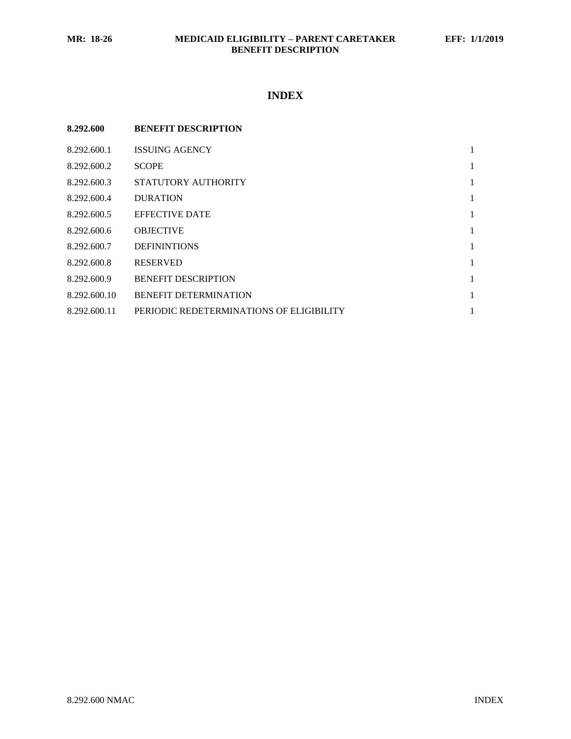# INDEX

| 8.292.600 | BENEFIT DESCRIPTION | |
|---|---|---|
| 8.292.600.1 | ISSUING AGENCY | 1 |
| 8.292.600.2 | SCOPE | 1 |
| 8.292.600.3 | STATUTORY AUTHORITY | 1 |
| 8.292.600.4 | DURATION | 1 |
| 8.292.600.5 | EFFECTIVE DATE | 1 |
| 8.292.600.6 | OBJECTIVE | 1 |
| 8.292.600.7 | DEFININTIONS | 1 |
| 8.292.600.8 | RESERVED | 1 |
| 8.292.600.9 | BENEFIT DESCRIPTION | 1 |
| 8.292.600.10 | BENEFIT DETERMINATION | 1 |
| 8.292.600.11 | PERIODIC REDETERMINATIONS OF ELIGIBILITY | 1 |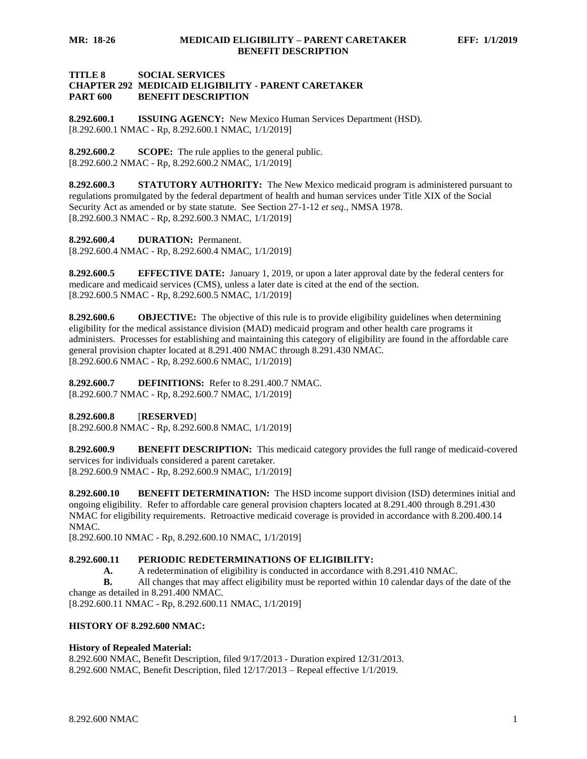# TITLE 8 SOCIAL SERVICES
## CHAPTER 292 MEDICAID ELIGIBILITY - PARENT CARETAKER
## PART 600 BENEFIT DESCRIPTION

**8.292.600.1 ISSUING AGENCY:** New Mexico Human Services Department (HSD).
[8.292.600.1 NMAC - Rp, 8.292.600.1 NMAC, 1/1/2019]

**8.292.600.2 SCOPE:** The rule applies to the general public.
[8.292.600.2 NMAC - Rp, 8.292.600.2 NMAC, 1/1/2019]

**8.292.600.3 STATUTORY AUTHORITY:** The New Mexico medicaid program is administered pursuant to regulations promulgated by the federal department of health and human services under Title XIX of the Social Security Act as amended or by state statute. See Section 27-1-12 *et seq*., NMSA 1978.
[8.292.600.3 NMAC - Rp, 8.292.600.3 NMAC, 1/1/2019]

**8.292.600.4 DURATION:** Permanent.
[8.292.600.4 NMAC - Rp, 8.292.600.4 NMAC, 1/1/2019]

**8.292.600.5 EFFECTIVE DATE:** January 1, 2019, or upon a later approval date by the federal centers for medicare and medicaid services (CMS), unless a later date is cited at the end of the section.
[8.292.600.5 NMAC - Rp, 8.292.600.5 NMAC, 1/1/2019]

**8.292.600.6 OBJECTIVE:** The objective of this rule is to provide eligibility guidelines when determining eligibility for the medical assistance division (MAD) medicaid program and other health care programs it administers. Processes for establishing and maintaining this category of eligibility are found in the affordable care general provision chapter located at 8.291.400 NMAC through 8.291.430 NMAC.
[8.292.600.6 NMAC - Rp, 8.292.600.6 NMAC, 1/1/2019]

**8.292.600.7 DEFINITIONS:** Refer to 8.291.400.7 NMAC.
[8.292.600.7 NMAC - Rp, 8.292.600.7 NMAC, 1/1/2019]

**8.292.600.8** [**RESERVED**]
[8.292.600.8 NMAC - Rp, 8.292.600.8 NMAC, 1/1/2019]

**8.292.600.9 BENEFIT DESCRIPTION:** This medicaid category provides the full range of medicaid-covered services for individuals considered a parent caretaker.
[8.292.600.9 NMAC - Rp, 8.292.600.9 NMAC, 1/1/2019]

**8.292.600.10 BENEFIT DETERMINATION:** The HSD income support division (ISD) determines initial and ongoing eligibility. Refer to affordable care general provision chapters located at 8.291.400 through 8.291.430 NMAC for eligibility requirements. Retroactive medicaid coverage is provided in accordance with 8.200.400.14 NMAC.
[8.292.600.10 NMAC - Rp, 8.292.600.10 NMAC, 1/1/2019]

**8.292.600.11 PERIODIC REDETERMINATIONS OF ELIGIBILITY:**

**A.** A redetermination of eligibility is conducted in accordance with 8.291.410 NMAC.

**B.** All changes that may affect eligibility must be reported within 10 calendar days of the date of the change as detailed in 8.291.400 NMAC.

[8.292.600.11 NMAC - Rp, 8.292.600.11 NMAC, 1/1/2019]

**HISTORY OF 8.292.600 NMAC:**

**History of Repealed Material:**

8.292.600 NMAC, Benefit Description, filed 9/17/2013 - Duration expired 12/31/2013.
8.292.600 NMAC, Benefit Description, filed 12/17/2013 – Repeal effective 1/1/2019.